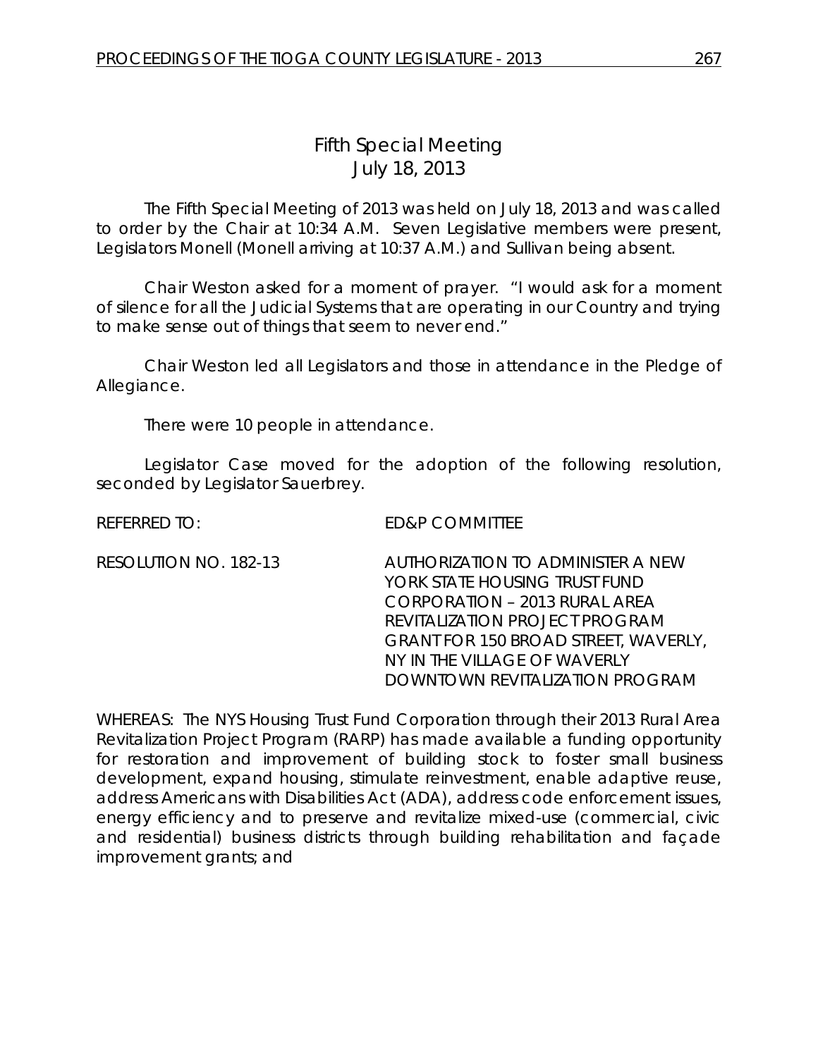# Fifth Special Meeting
## July 18, 2013

The Fifth Special Meeting of 2013 was held on July 18, 2013 and was called to order by the Chair at 10:34 A.M. Seven Legislative members were present, Legislators Monell (Monell arriving at 10:37 A.M.) and Sullivan being absent.

Chair Weston asked for a moment of prayer. "I would ask for a moment of silence for all the Judicial Systems that are operating in our Country and trying to make sense out of things that seem to never end."

Chair Weston led all Legislators and those in attendance in the Pledge of Allegiance.

There were 10 people in attendance.

Legislator Case moved for the adoption of the following resolution, seconded by Legislator Sauerbrey.

REFERRED TO: ED&P COMMITTEE

RESOLUTION NO. 182-13 AUTHORIZATION TO ADMINISTER A NEW YORK STATE HOUSING TRUST FUND CORPORATION – 2013 RURAL AREA REVITALIZATION PROJECT PROGRAM GRANT FOR 150 BROAD STREET, WAVERLY, NY IN THE VILLAGE OF WAVERLY DOWNTOWN REVITALIZATION PROGRAM

WHEREAS: The NYS Housing Trust Fund Corporation through their 2013 Rural Area Revitalization Project Program (RARP) has made available a funding opportunity for restoration and improvement of building stock to foster small business development, expand housing, stimulate reinvestment, enable adaptive reuse, address Americans with Disabilities Act (ADA), address code enforcement issues, energy efficiency and to preserve and revitalize mixed-use (commercial, civic and residential) business districts through building rehabilitation and façade improvement grants; and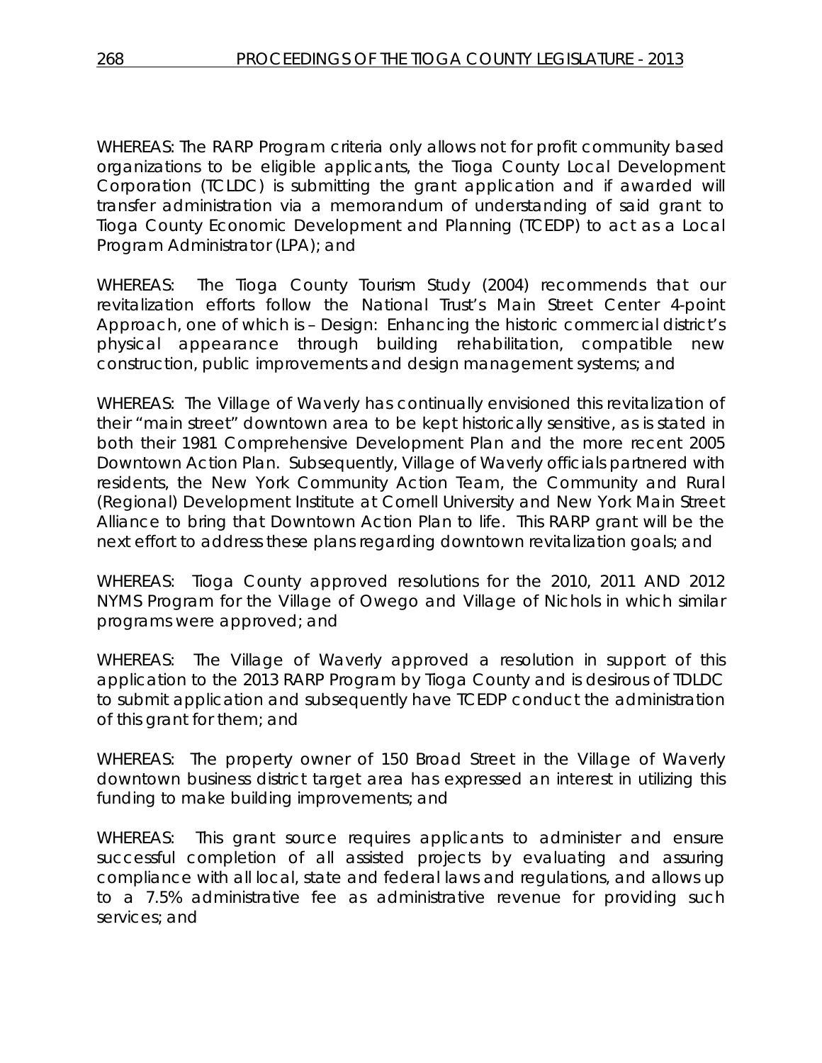WHEREAS: The RARP Program criteria only allows not for profit community based organizations to be eligible applicants, the Tioga County Local Development Corporation (TCLDC) is submitting the grant application and if awarded will transfer administration via a memorandum of understanding of said grant to Tioga County Economic Development and Planning (TCEDP) to act as a Local Program Administrator (LPA); and

WHEREAS: The Tioga County Tourism Study (2004) recommends that our revitalization efforts follow the National Trust's Main Street Center 4-point Approach, one of which is – Design: Enhancing the historic commercial district's physical appearance through building rehabilitation, compatible new construction, public improvements and design management systems; and

WHEREAS: The Village of Waverly has continually envisioned this revitalization of their "main street" downtown area to be kept historically sensitive, as is stated in both their 1981 Comprehensive Development Plan and the more recent 2005 Downtown Action Plan. Subsequently, Village of Waverly officials partnered with residents, the New York Community Action Team, the Community and Rural (Regional) Development Institute at Cornell University and New York Main Street Alliance to bring that Downtown Action Plan to life. This RARP grant will be the next effort to address these plans regarding downtown revitalization goals; and

WHEREAS: Tioga County approved resolutions for the 2010, 2011 AND 2012 NYMS Program for the Village of Owego and Village of Nichols in which similar programs were approved; and

WHEREAS: The Village of Waverly approved a resolution in support of this application to the 2013 RARP Program by Tioga County and is desirous of TDLDC to submit application and subsequently have TCEDP conduct the administration of this grant for them; and

WHEREAS: The property owner of 150 Broad Street in the Village of Waverly downtown business district target area has expressed an interest in utilizing this funding to make building improvements; and

WHEREAS: This grant source requires applicants to administer and ensure successful completion of all assisted projects by evaluating and assuring compliance with all local, state and federal laws and regulations, and allows up to a 7.5% administrative fee as administrative revenue for providing such services; and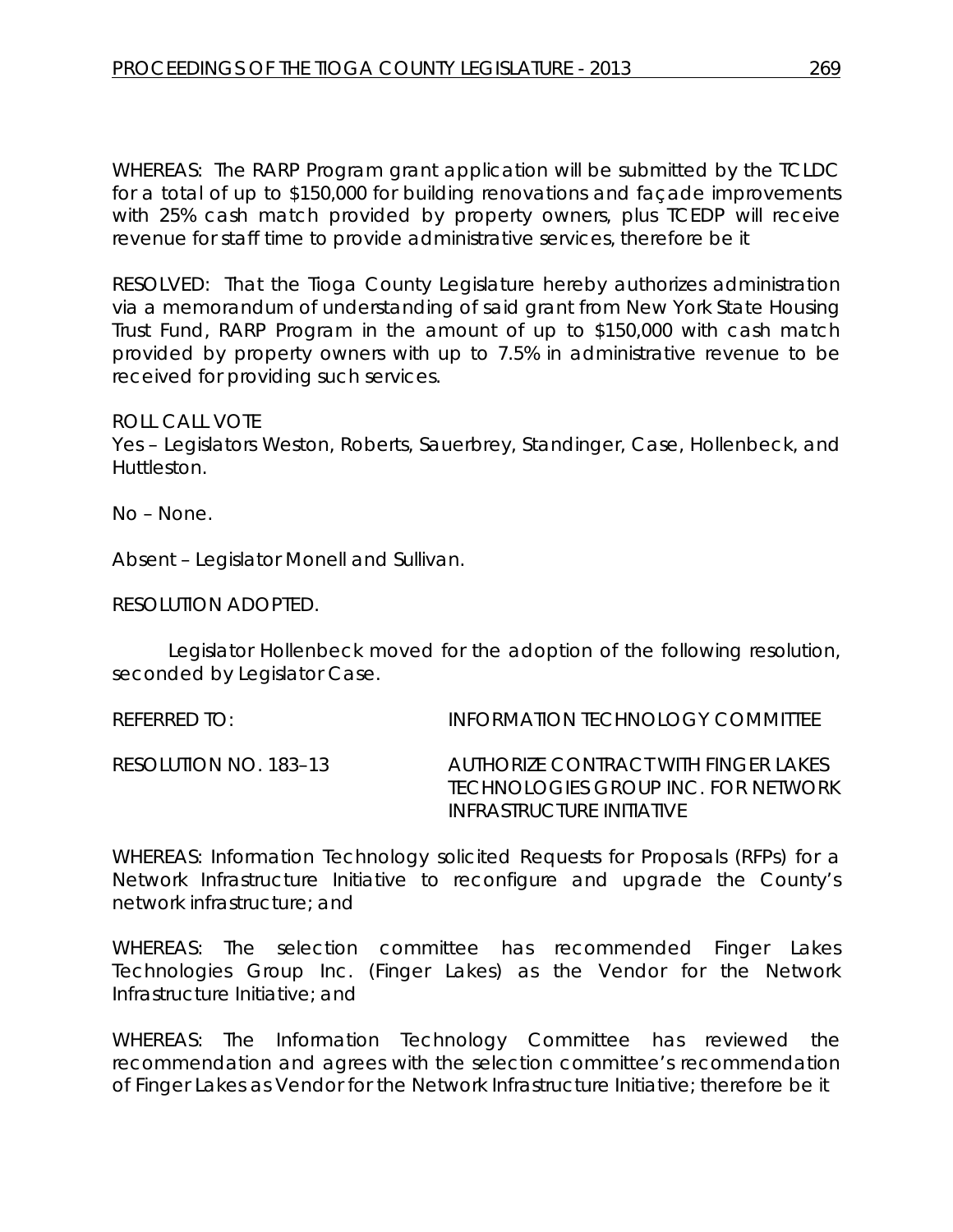WHEREAS: The RARP Program grant application will be submitted by the TCLDC for a total of up to $150,000 for building renovations and façade improvements with 25% cash match provided by property owners, plus TCEDP will receive revenue for staff time to provide administrative services, therefore be it

RESOLVED: That the Tioga County Legislature hereby authorizes administration via a memorandum of understanding of said grant from New York State Housing Trust Fund, RARP Program in the amount of up to $150,000 with cash match provided by property owners with up to 7.5% in administrative revenue to be received for providing such services.

ROLL CALL VOTE
Yes – Legislators Weston, Roberts, Sauerbrey, Standinger, Case, Hollenbeck, and Huttleston.

No – None.

Absent – Legislator Monell and Sullivan.

RESOLUTION ADOPTED.

Legislator Hollenbeck moved for the adoption of the following resolution, seconded by Legislator Case.

REFERRED TO: INFORMATION TECHNOLOGY COMMITTEE

RESOLUTION NO. 183–13 AUTHORIZE CONTRACT WITH FINGER LAKES TECHNOLOGIES GROUP INC. FOR NETWORK INFRASTRUCTURE INITIATIVE

WHEREAS: Information Technology solicited Requests for Proposals (RFPs) for a Network Infrastructure Initiative to reconfigure and upgrade the County's network infrastructure; and

WHEREAS: The selection committee has recommended Finger Lakes Technologies Group Inc. (Finger Lakes) as the Vendor for the Network Infrastructure Initiative; and

WHEREAS: The Information Technology Committee has reviewed the recommendation and agrees with the selection committee's recommendation of Finger Lakes as Vendor for the Network Infrastructure Initiative; therefore be it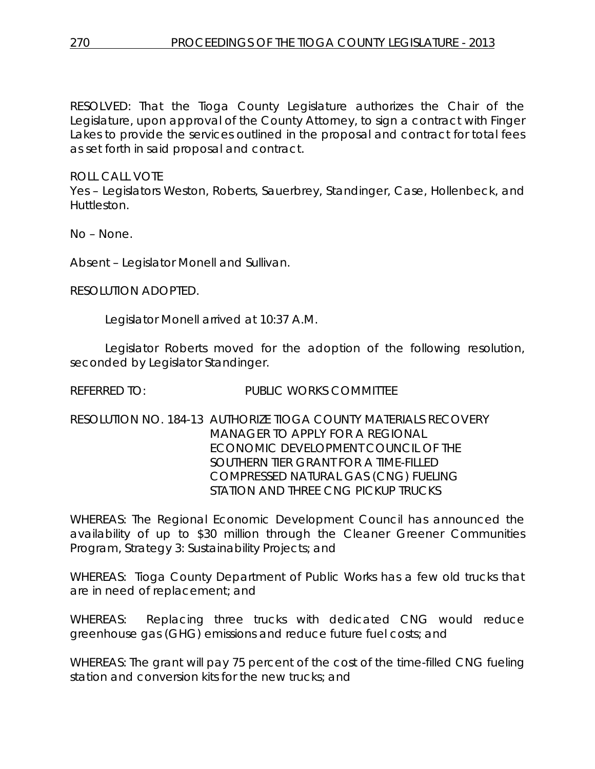RESOLVED: That the Tioga County Legislature authorizes the Chair of the Legislature, upon approval of the County Attorney, to sign a contract with Finger Lakes to provide the services outlined in the proposal and contract for total fees as set forth in said proposal and contract.

ROLL CALL VOTE

Yes – Legislators Weston, Roberts, Sauerbrey, Standinger, Case, Hollenbeck, and Huttleston.

No – None.

Absent – Legislator Monell and Sullivan.

RESOLUTION ADOPTED.

Legislator Monell arrived at 10:37 A.M.

Legislator Roberts moved for the adoption of the following resolution, seconded by Legislator Standinger.

REFERRED TO: PUBLIC WORKS COMMITTEE

RESOLUTION NO. 184-13 AUTHORIZE TIOGA COUNTY MATERIALS RECOVERY MANAGER TO APPLY FOR A REGIONAL ECONOMIC DEVELOPMENT COUNCIL OF THE SOUTHERN TIER GRANT FOR A TIME-FILLED COMPRESSED NATURAL GAS (CNG) FUELING STATION AND THREE CNG PICKUP TRUCKS

WHEREAS: The Regional Economic Development Council has announced the availability of up to $30 million through the Cleaner Greener Communities Program, Strategy 3: Sustainability Projects; and

WHEREAS: Tioga County Department of Public Works has a few old trucks that are in need of replacement; and

WHEREAS: Replacing three trucks with dedicated CNG would reduce greenhouse gas (GHG) emissions and reduce future fuel costs; and

WHEREAS: The grant will pay 75 percent of the cost of the time-filled CNG fueling station and conversion kits for the new trucks; and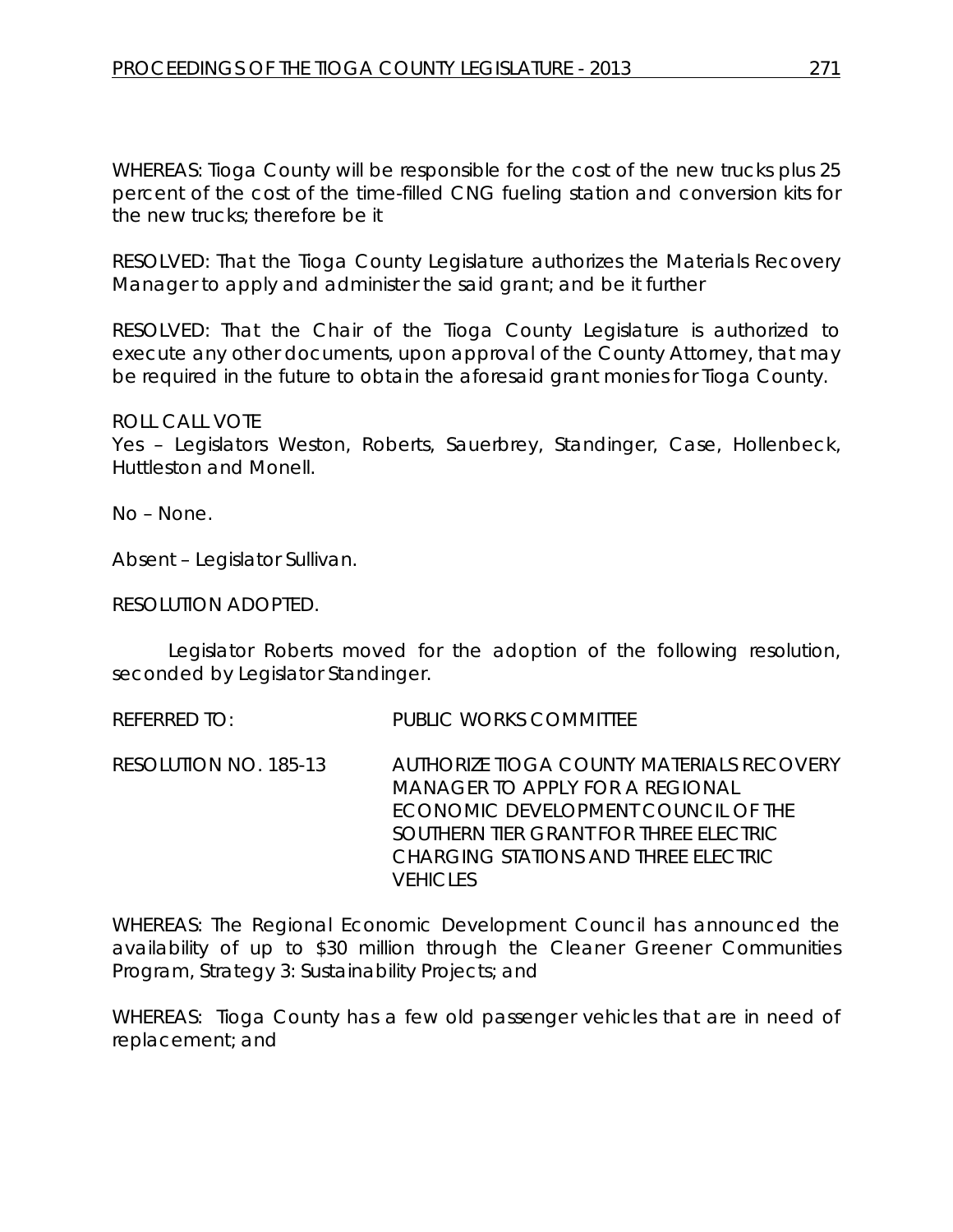WHEREAS: Tioga County will be responsible for the cost of the new trucks plus 25 percent of the cost of the time-filled CNG fueling station and conversion kits for the new trucks; therefore be it

RESOLVED: That the Tioga County Legislature authorizes the Materials Recovery Manager to apply and administer the said grant; and be it further

RESOLVED: That the Chair of the Tioga County Legislature is authorized to execute any other documents, upon approval of the County Attorney, that may be required in the future to obtain the aforesaid grant monies for Tioga County.

ROLL CALL VOTE
Yes – Legislators Weston, Roberts, Sauerbrey, Standinger, Case, Hollenbeck, Huttleston and Monell.

No – None.

Absent – Legislator Sullivan.

RESOLUTION ADOPTED.

Legislator Roberts moved for the adoption of the following resolution, seconded by Legislator Standinger.

REFERRED TO: PUBLIC WORKS COMMITTEE

RESOLUTION NO. 185-13 AUTHORIZE TIOGA COUNTY MATERIALS RECOVERY MANAGER TO APPLY FOR A REGIONAL ECONOMIC DEVELOPMENT COUNCIL OF THE SOUTHERN TIER GRANT FOR THREE ELECTRIC CHARGING STATIONS AND THREE ELECTRIC VEHICLES

WHEREAS: The Regional Economic Development Council has announced the availability of up to $30 million through the Cleaner Greener Communities Program, Strategy 3: Sustainability Projects; and

WHEREAS: Tioga County has a few old passenger vehicles that are in need of replacement; and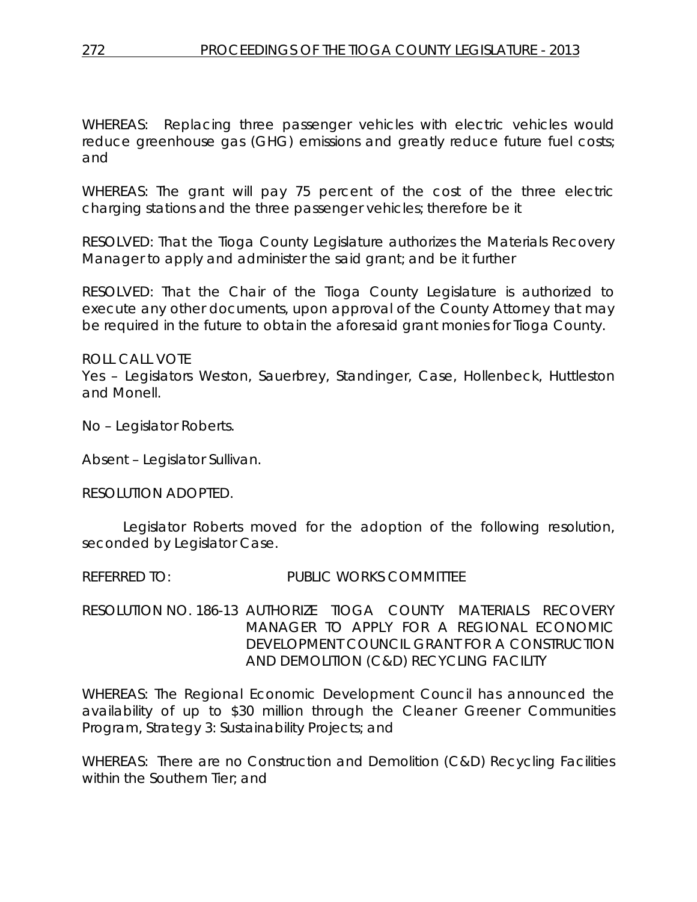WHEREAS: Replacing three passenger vehicles with electric vehicles would reduce greenhouse gas (GHG) emissions and greatly reduce future fuel costs; and

WHEREAS: The grant will pay 75 percent of the cost of the three electric charging stations and the three passenger vehicles; therefore be it

RESOLVED: That the Tioga County Legislature authorizes the Materials Recovery Manager to apply and administer the said grant; and be it further

RESOLVED: That the Chair of the Tioga County Legislature is authorized to execute any other documents, upon approval of the County Attorney that may be required in the future to obtain the aforesaid grant monies for Tioga County.

ROLL CALL VOTE
Yes – Legislators Weston, Sauerbrey, Standinger, Case, Hollenbeck, Huttleston and Monell.

No – Legislator Roberts.

Absent – Legislator Sullivan.

RESOLUTION ADOPTED.

Legislator Roberts moved for the adoption of the following resolution, seconded by Legislator Case.

REFERRED TO: PUBLIC WORKS COMMITTEE

RESOLUTION NO. 186-13 AUTHORIZE TIOGA COUNTY MATERIALS RECOVERY MANAGER TO APPLY FOR A REGIONAL ECONOMIC DEVELOPMENT COUNCIL GRANT FOR A CONSTRUCTION AND DEMOLITION (C&D) RECYCLING FACILITY

WHEREAS: The Regional Economic Development Council has announced the availability of up to $30 million through the Cleaner Greener Communities Program, Strategy 3: Sustainability Projects; and

WHEREAS: There are no Construction and Demolition (C&D) Recycling Facilities within the Southern Tier; and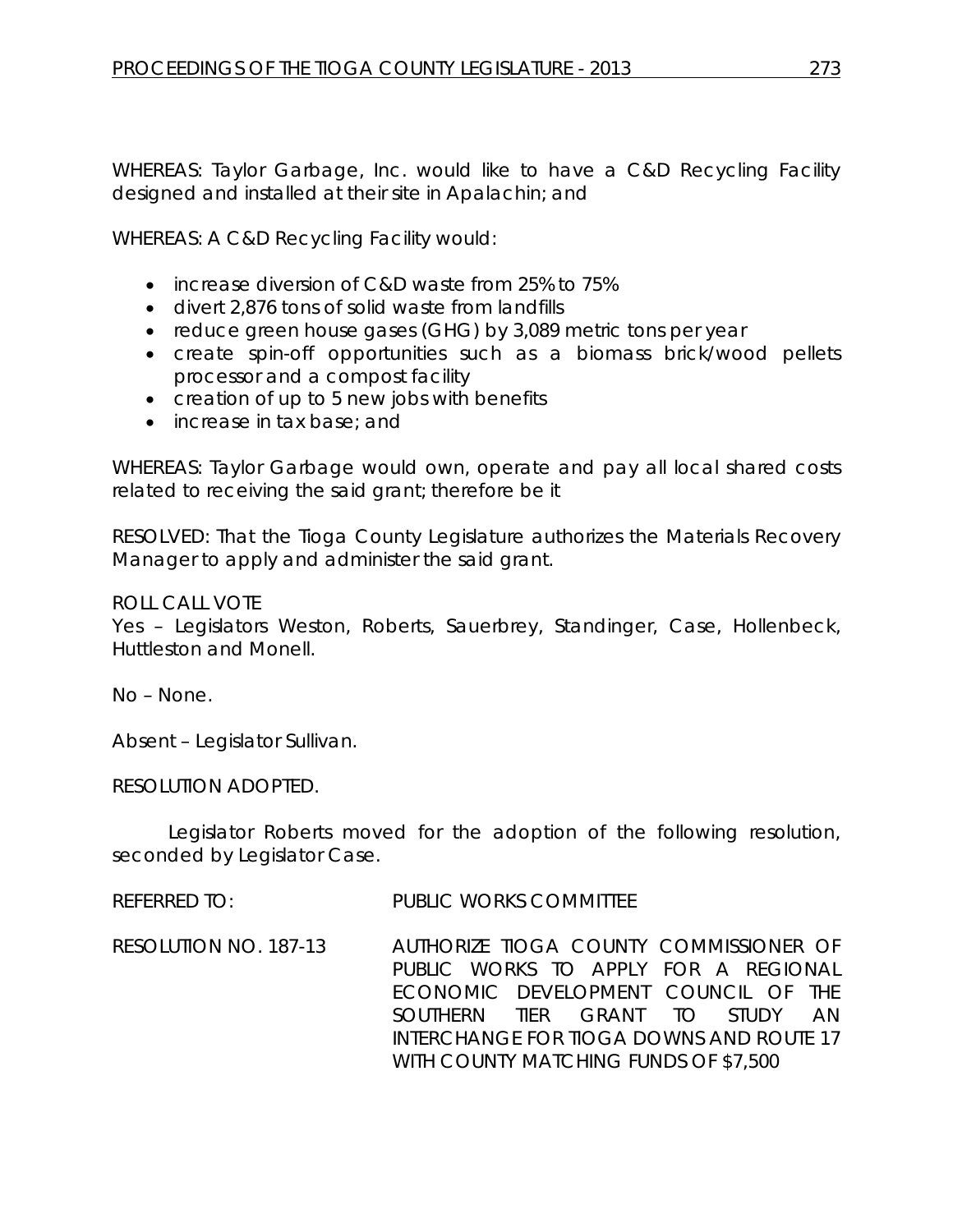WHEREAS: Taylor Garbage, Inc. would like to have a C&D Recycling Facility designed and installed at their site in Apalachin; and

WHEREAS: A C&D Recycling Facility would:

- increase diversion of C&D waste from 25% to 75%
- divert 2,876 tons of solid waste from landfills
- reduce green house gases (GHG) by 3,089 metric tons per year
- create spin-off opportunities such as a biomass brick/wood pellets processor and a compost facility
- creation of up to 5 new jobs with benefits
- increase in tax base; and

WHEREAS: Taylor Garbage would own, operate and pay all local shared costs related to receiving the said grant; therefore be it

RESOLVED: That the Tioga County Legislature authorizes the Materials Recovery Manager to apply and administer the said grant.

ROLL CALL VOTE
Yes – Legislators Weston, Roberts, Sauerbrey, Standinger, Case, Hollenbeck, Huttleston and Monell.

No – None.

Absent – Legislator Sullivan.

RESOLUTION ADOPTED.

Legislator Roberts moved for the adoption of the following resolution, seconded by Legislator Case.

REFERRED TO: PUBLIC WORKS COMMITTEE

RESOLUTION NO. 187-13 AUTHORIZE TIOGA COUNTY COMMISSIONER OF PUBLIC WORKS TO APPLY FOR A REGIONAL ECONOMIC DEVELOPMENT COUNCIL OF THE SOUTHERN TIER GRANT TO STUDY AN INTERCHANGE FOR TIOGA DOWNS AND ROUTE 17 WITH COUNTY MATCHING FUNDS OF $7,500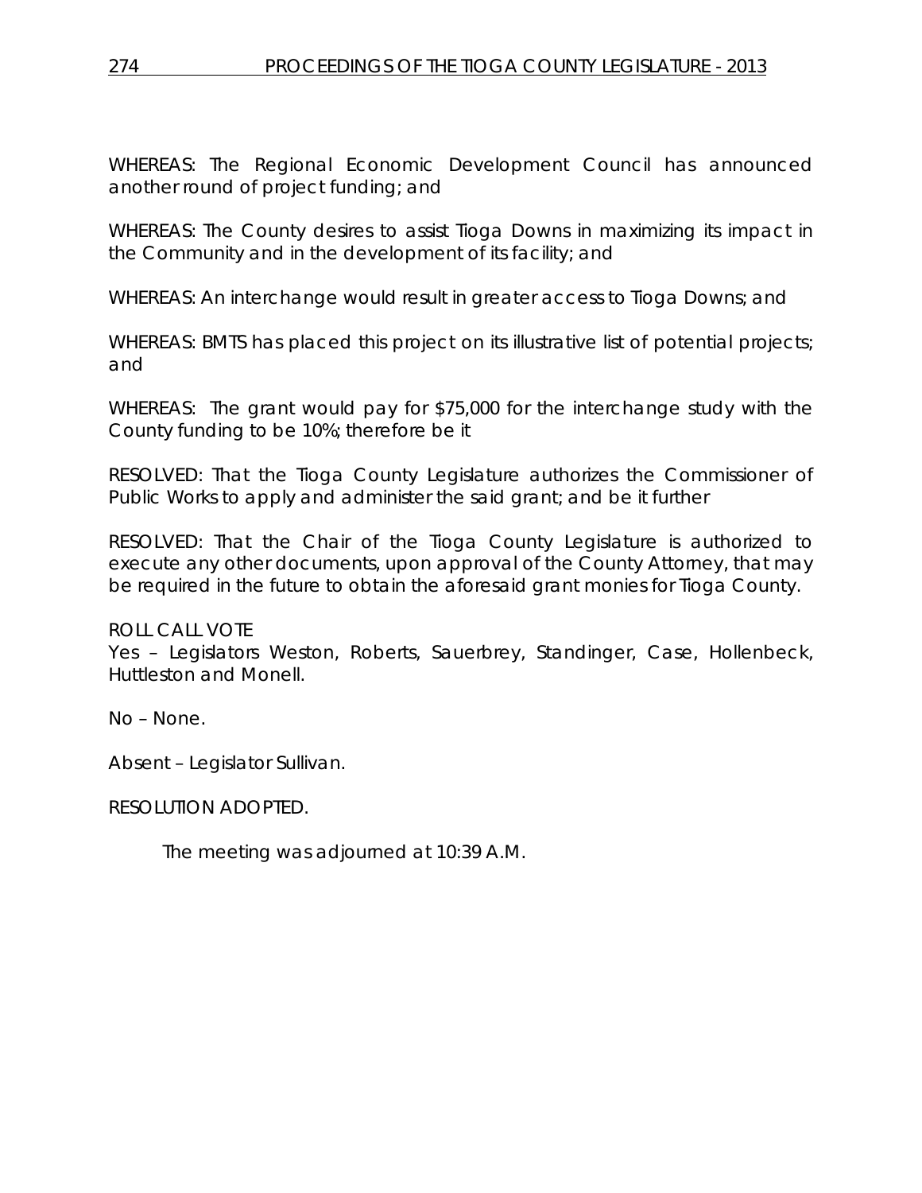WHEREAS: The Regional Economic Development Council has announced another round of project funding; and

WHEREAS: The County desires to assist Tioga Downs in maximizing its impact in the Community and in the development of its facility; and

WHEREAS: An interchange would result in greater access to Tioga Downs; and

WHEREAS: BMTS has placed this project on its illustrative list of potential projects; and

WHEREAS: The grant would pay for $75,000 for the interchange study with the County funding to be 10%; therefore be it

RESOLVED: That the Tioga County Legislature authorizes the Commissioner of Public Works to apply and administer the said grant; and be it further

RESOLVED: That the Chair of the Tioga County Legislature is authorized to execute any other documents, upon approval of the County Attorney, that may be required in the future to obtain the aforesaid grant monies for Tioga County.

ROLL CALL VOTE
Yes – Legislators Weston, Roberts, Sauerbrey, Standinger, Case, Hollenbeck, Huttleston and Monell.

No – None.

Absent – Legislator Sullivan.

RESOLUTION ADOPTED.

The meeting was adjourned at 10:39 A.M.